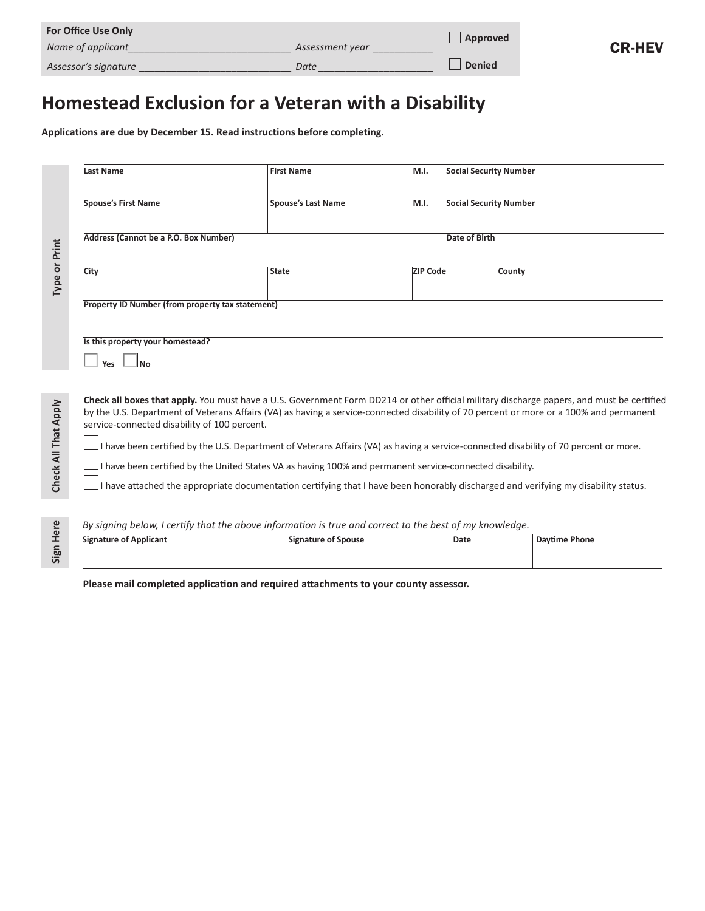**For Office Use Only**

*Name of applicant* ______________________________ *Assessment year* ___________ ☐ **Approved**

*Assessor's signature* ____________________________ *Date* ____________________ ☐ **Denied**

**CR-HEV**

# Homestead Exclusion for a Veteran with a Disability

**Applications are due by December 15. Read instructions before completing.**

**Type or Print**

| Last Name | First Name | M.I. | Social Security Number |
|---|---|---|---|
| | | | |

| Spouse's First Name | Spouse's Last Name | M.I. | Social Security Number |
|---|---|---|---|
| | | | |

| Address (Cannot be a P.O. Box Number) | Date of Birth |
|---|---|
| | |

| City | State | ZIP Code | County |
|---|---|---|---|
| | | | |

**Property ID Number (from property tax statement)**

**Is this property your homestead?**

☐ **Yes** ☐ **No**

**Check All That Apply**

**Check all boxes that apply.** You must have a U.S. Government Form DD214 or other official military discharge papers, and must be certified by the U.S. Department of Veterans Affairs (VA) as having a service-connected disability of 70 percent or more or a 100% and permanent service-connected disability of 100 percent.

☐ I have been certified by the U.S. Department of Veterans Affairs (VA) as having a service-connected disability of 70 percent or more.

☐ I have been certified by the United States VA as having 100% and permanent service-connected disability.

☐ I have attached the appropriate documentation certifying that I have been honorably discharged and verifying my disability status.

**Sign Here**

*By signing below, I certify that the above information is true and correct to the best of my knowledge.*

| Signature of Applicant | Signature of Spouse | Date | Daytime Phone |
|---|---|---|---|
| | | | |

**Please mail completed application and required attachments to your county assessor.**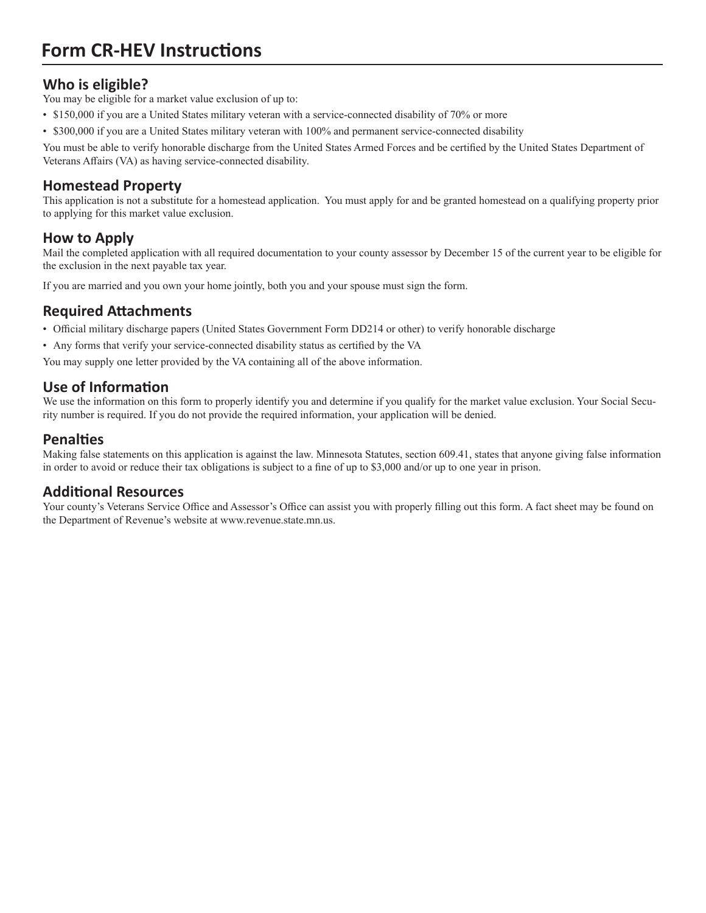# Form CR-HEV Instructions

## Who is eligible?

You may be eligible for a market value exclusion of up to:

- $150,000 if you are a United States military veteran with a service-connected disability of 70% or more
- $300,000 if you are a United States military veteran with 100% and permanent service-connected disability

You must be able to verify honorable discharge from the United States Armed Forces and be certified by the United States Department of Veterans Affairs (VA) as having service-connected disability.

## Homestead Property

This application is not a substitute for a homestead application. You must apply for and be granted homestead on a qualifying property prior to applying for this market value exclusion.

## How to Apply

Mail the completed application with all required documentation to your county assessor by December 15 of the current year to be eligible for the exclusion in the next payable tax year.

If you are married and you own your home jointly, both you and your spouse must sign the form.

## Required Attachments

- Official military discharge papers (United States Government Form DD214 or other) to verify honorable discharge
- Any forms that verify your service-connected disability status as certified by the VA

You may supply one letter provided by the VA containing all of the above information.

## Use of Information

We use the information on this form to properly identify you and determine if you qualify for the market value exclusion. Your Social Security number is required. If you do not provide the required information, your application will be denied.

## Penalties

Making false statements on this application is against the law. Minnesota Statutes, section 609.41, states that anyone giving false information in order to avoid or reduce their tax obligations is subject to a fine of up to $3,000 and/or up to one year in prison.

## Additional Resources

Your county's Veterans Service Office and Assessor's Office can assist you with properly filling out this form. A fact sheet may be found on the Department of Revenue's website at www.revenue.state.mn.us.